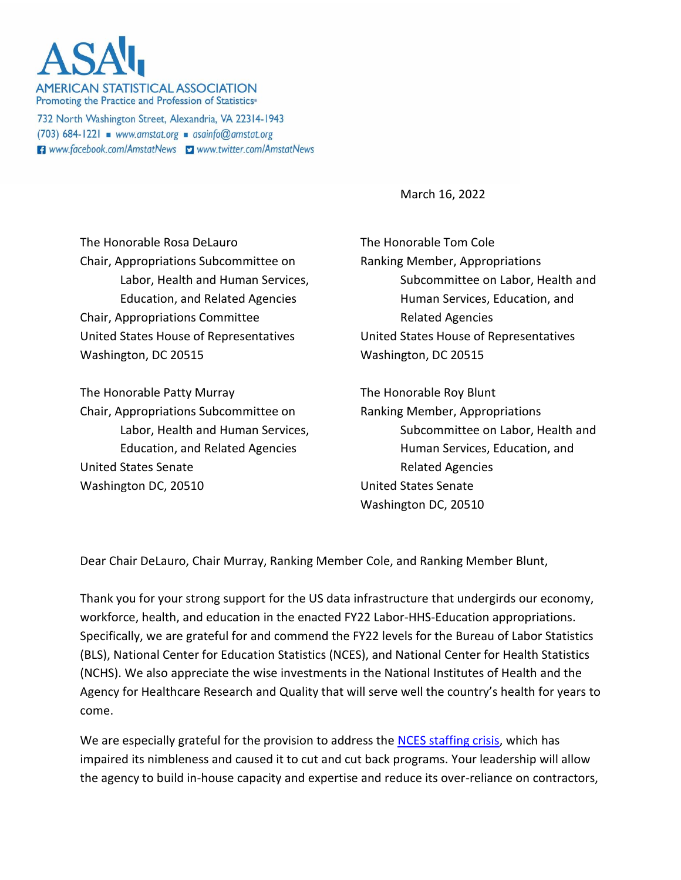# AMERICAN STATISTICAL ASSOCIATION

Promoting the Practice and Profession of Statistics®

732 North Washington Street, Alexandria, VA 22314-1943

(703) 684-1221 ▪ www.amstat.org ▪ asainfo@amstat.org

www.facebook.com/AmstatNews www.twitter.com/AmstatNews

March 16, 2022

The Honorable Rosa DeLauro
Chair, Appropriations Subcommittee on Labor, Health and Human Services, Education, and Related Agencies
Chair, Appropriations Committee
United States House of Representatives
Washington, DC 20515

The Honorable Tom Cole
Ranking Member, Appropriations Subcommittee on Labor, Health and Human Services, Education, and Related Agencies
United States House of Representatives
Washington, DC 20515

The Honorable Patty Murray
Chair, Appropriations Subcommittee on Labor, Health and Human Services, Education, and Related Agencies
United States Senate
Washington DC, 20510

The Honorable Roy Blunt
Ranking Member, Appropriations Subcommittee on Labor, Health and Human Services, Education, and Related Agencies
United States Senate
Washington DC, 20510

Dear Chair DeLauro, Chair Murray, Ranking Member Cole, and Ranking Member Blunt,

Thank you for your strong support for the US data infrastructure that undergirds our economy, workforce, health, and education in the enacted FY22 Labor-HHS-Education appropriations. Specifically, we are grateful for and commend the FY22 levels for the Bureau of Labor Statistics (BLS), National Center for Education Statistics (NCES), and National Center for Health Statistics (NCHS). We also appreciate the wise investments in the National Institutes of Health and the Agency for Healthcare Research and Quality that will serve well the country's health for years to come.

We are especially grateful for the provision to address the NCES staffing crisis, which has impaired its nimbleness and caused it to cut and cut back programs. Your leadership will allow the agency to build in-house capacity and expertise and reduce its over-reliance on contractors,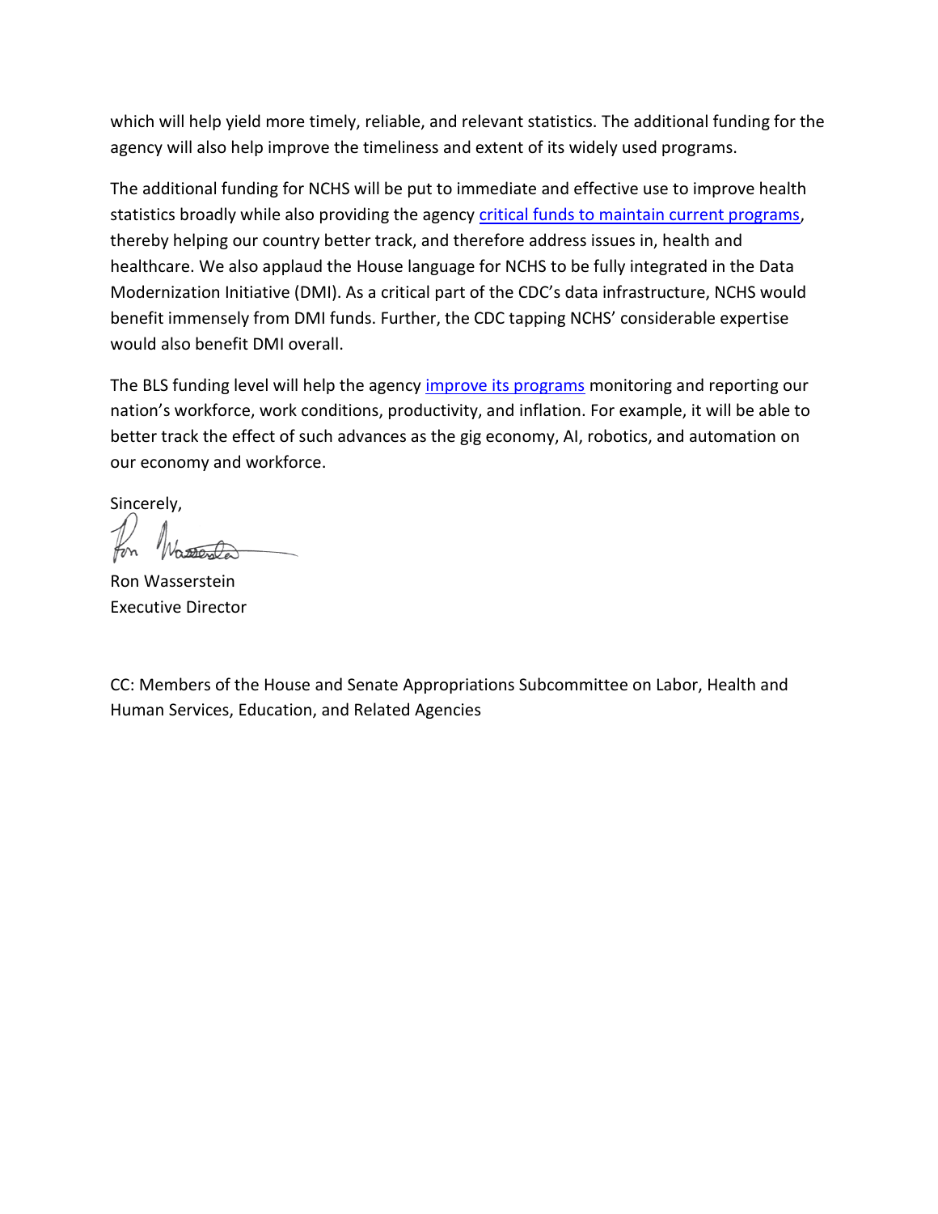which will help yield more timely, reliable, and relevant statistics. The additional funding for the agency will also help improve the timeliness and extent of its widely used programs.

The additional funding for NCHS will be put to immediate and effective use to improve health statistics broadly while also providing the agency critical funds to maintain current programs, thereby helping our country better track, and therefore address issues in, health and healthcare. We also applaud the House language for NCHS to be fully integrated in the Data Modernization Initiative (DMI). As a critical part of the CDC's data infrastructure, NCHS would benefit immensely from DMI funds. Further, the CDC tapping NCHS' considerable expertise would also benefit DMI overall.

The BLS funding level will help the agency improve its programs monitoring and reporting our nation's workforce, work conditions, productivity, and inflation. For example, it will be able to better track the effect of such advances as the gig economy, AI, robotics, and automation on our economy and workforce.

Sincerely,

Ron Wasserstein
Executive Director

CC: Members of the House and Senate Appropriations Subcommittee on Labor, Health and Human Services, Education, and Related Agencies